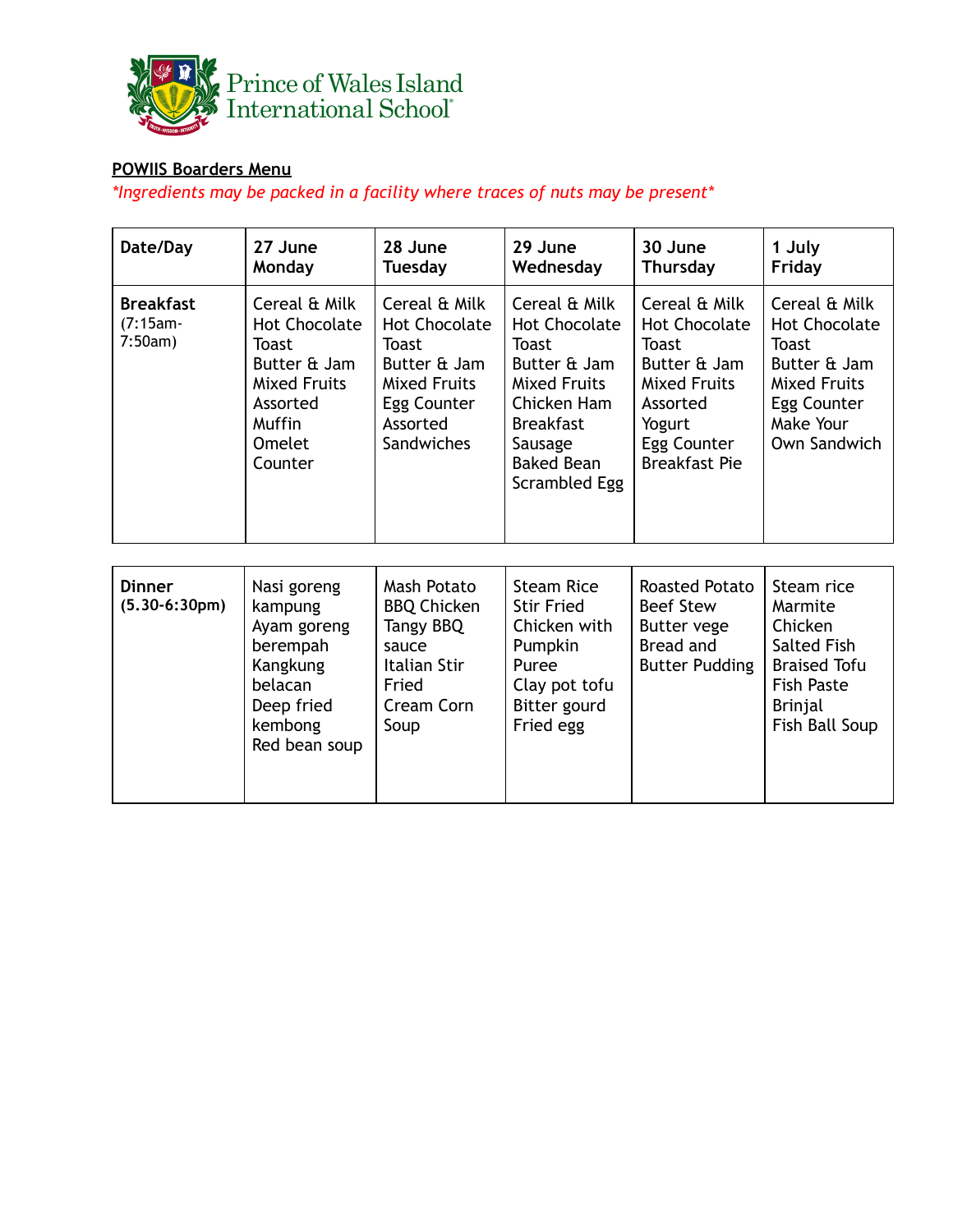Prince of Wales Island International School

**POWIIS Boarders Menu**

*\*Ingredients may be packed in a facility where traces of nuts may be present\**

| Date/Day | 27 June Monday | 28 June Tuesday | 29 June Wednesday | 30 June Thursday | 1 July Friday |
|---|---|---|---|---|---|
| **Breakfast** (7:15am-7:50am) | Cereal & Milk<br>Hot Chocolate<br>Toast<br>Butter & Jam<br>Mixed Fruits<br>Assorted Muffin<br>Omelet Counter | Cereal & Milk<br>Hot Chocolate<br>Toast<br>Butter & Jam<br>Mixed Fruits<br>Egg Counter<br>Assorted Sandwiches | Cereal & Milk<br>Hot Chocolate<br>Toast<br>Butter & Jam<br>Mixed Fruits<br>Chicken Ham<br>Breakfast Sausage<br>Baked Bean<br>Scrambled Egg | Cereal & Milk<br>Hot Chocolate<br>Toast<br>Butter & Jam<br>Mixed Fruits<br>Assorted Yogurt<br>Egg Counter<br>Breakfast Pie | Cereal & Milk<br>Hot Chocolate<br>Toast<br>Butter & Jam<br>Mixed Fruits<br>Egg Counter<br>Make Your Own Sandwich |
| **Dinner (5.30-6:30pm)** | Nasi goreng kampung<br>Ayam goreng berempah<br>Kangkung belacan<br>Deep fried kembong<br>Red bean soup | Mash Potato<br>BBQ Chicken<br>Tangy BBQ sauce<br>Italian Stir Fried<br>Cream Corn Soup | Steam Rice<br>Stir Fried Chicken with Pumpkin Puree<br>Clay pot tofu<br>Bitter gourd<br>Fried egg | Roasted Potato<br>Beef Stew<br>Butter vege<br>Bread and Butter Pudding | Steam rice<br>Marmite Chicken<br>Salted Fish<br>Braised Tofu<br>Fish Paste<br>Brinjal<br>Fish Ball Soup |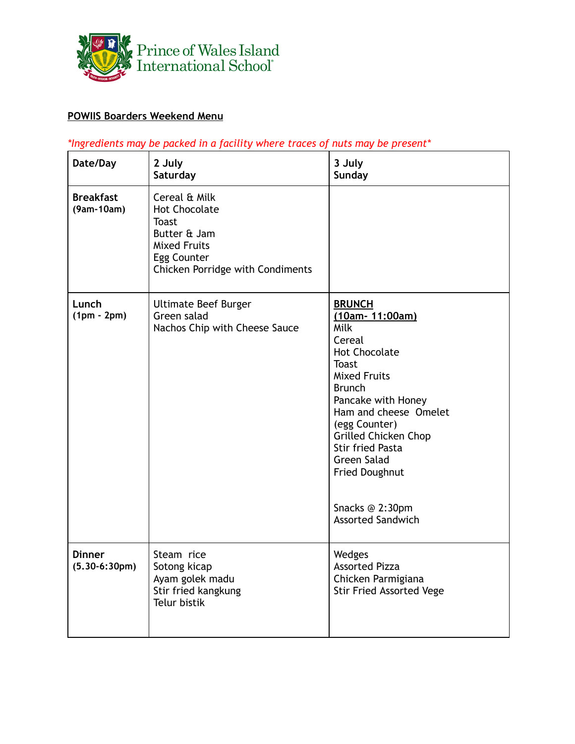Prince of Wales Island International School

**POWIIS Boarders Weekend Menu**

*\*Ingredients may be packed in a facility where traces of nuts may be present\**

| Date/Day | 2 July<br>Saturday | 3 July<br>Sunday |
|---|---|---|
| **Breakfast**<br>**(9am-10am)** | Cereal & Milk<br>Hot Chocolate<br>Toast<br>Butter & Jam<br>Mixed Fruits<br>Egg Counter<br>Chicken Porridge with Condiments | |
| **Lunch**<br>**(1pm - 2pm)** | Ultimate Beef Burger<br>Green salad<br>Nachos Chip with Cheese Sauce | **BRUNCH**<br>**(10am- 11:00am)**<br>Milk<br>Cereal<br>Hot Chocolate<br>Toast<br>Mixed Fruits<br>Brunch<br>Pancake with Honey<br>Ham and cheese Omelet<br>(egg Counter)<br>Grilled Chicken Chop<br>Stir fried Pasta<br>Green Salad<br>Fried Doughnut<br><br>Snacks @ 2:30pm<br>Assorted Sandwich |
| **Dinner**<br>**(5.30-6:30pm)** | Steam rice<br>Sotong kicap<br>Ayam golek madu<br>Stir fried kangkung<br>Telur bistik | Wedges<br>Assorted Pizza<br>Chicken Parmigiana<br>Stir Fried Assorted Vege |